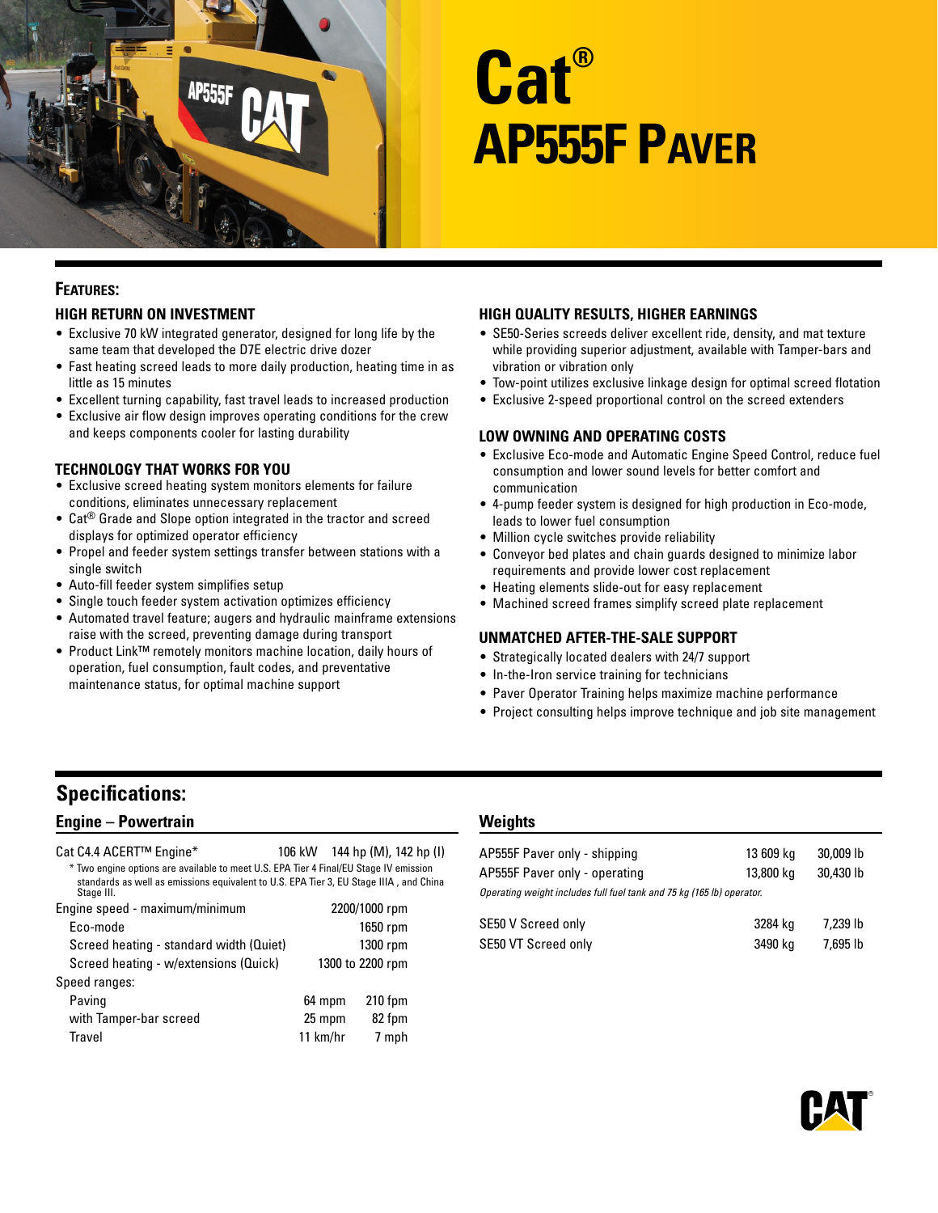# Cat® AP555F Paver

## Features:

### HIGH RETURN ON INVESTMENT

- Exclusive 70 kW integrated generator, designed for long life by the same team that developed the D7E electric drive dozer
- Fast heating screed leads to more daily production, heating time in as little as 15 minutes
- Excellent turning capability, fast travel leads to increased production
- Exclusive air flow design improves operating conditions for the crew and keeps components cooler for lasting durability

### TECHNOLOGY THAT WORKS FOR YOU

- Exclusive screed heating system monitors elements for failure conditions, eliminates unnecessary replacement
- Cat® Grade and Slope option integrated in the tractor and screed displays for optimized operator efficiency
- Propel and feeder system settings transfer between stations with a single switch
- Auto-fill feeder system simplifies setup
- Single touch feeder system activation optimizes efficiency
- Automated travel feature; augers and hydraulic mainframe extensions raise with the screed, preventing damage during transport
- Product Link™ remotely monitors machine location, daily hours of operation, fuel consumption, fault codes, and preventative maintenance status, for optimal machine support

### HIGH QUALITY RESULTS, HIGHER EARNINGS

- SE50-Series screeds deliver excellent ride, density, and mat texture while providing superior adjustment, available with Tamper-bars and vibration or vibration only
- Tow-point utilizes exclusive linkage design for optimal screed flotation
- Exclusive 2-speed proportional control on the screed extenders

### LOW OWNING AND OPERATING COSTS

- Exclusive Eco-mode and Automatic Engine Speed Control, reduce fuel consumption and lower sound levels for better comfort and communication
- 4-pump feeder system is designed for high production in Eco-mode, leads to lower fuel consumption
- Million cycle switches provide reliability
- Conveyor bed plates and chain guards designed to minimize labor requirements and provide lower cost replacement
- Heating elements slide-out for easy replacement
- Machined screed frames simplify screed plate replacement

### UNMATCHED AFTER-THE-SALE SUPPORT

- Strategically located dealers with 24/7 support
- In-the-Iron service training for technicians
- Paver Operator Training helps maximize machine performance
- Project consulting helps improve technique and job site management

## Specifications:

### Engine – Powertrain

| | | |
|---|---|---|
| Cat C4.4 ACERT™ Engine* | 106 kW | 144 hp (M), 142 hp (I) |

\* Two engine options are available to meet U.S. EPA Tier 4 Final/EU Stage IV emission standards as well as emissions equivalent to U.S. EPA Tier 3, EU Stage IIIA , and China Stage III.

| | | |
|---|---|---|
| Engine speed - maximum/minimum | | 2200/1000 rpm |
| Eco-mode | | 1650 rpm |
| Screed heating - standard width (Quiet) | | 1300 rpm |
| Screed heating - w/extensions (Quick) | | 1300 to 2200 rpm |
| Speed ranges: | | |
| Paving | 64 mpm | 210 fpm |
| with Tamper-bar screed | 25 mpm | 82 fpm |
| Travel | 11 km/hr | 7 mph |

### Weights

| | | |
|---|---|---|
| AP555F Paver only - shipping | 13 609 kg | 30,009 lb |
| AP555F Paver only - operating | 13,800 kg | 30,430 lb |

*Operating weight includes full fuel tank and 75 kg (165 lb) operator.*

| | | |
|---|---|---|
| SE50 V Screed only | 3284 kg | 7,239 lb |
| SE50 VT Screed only | 3490 kg | 7,695 lb |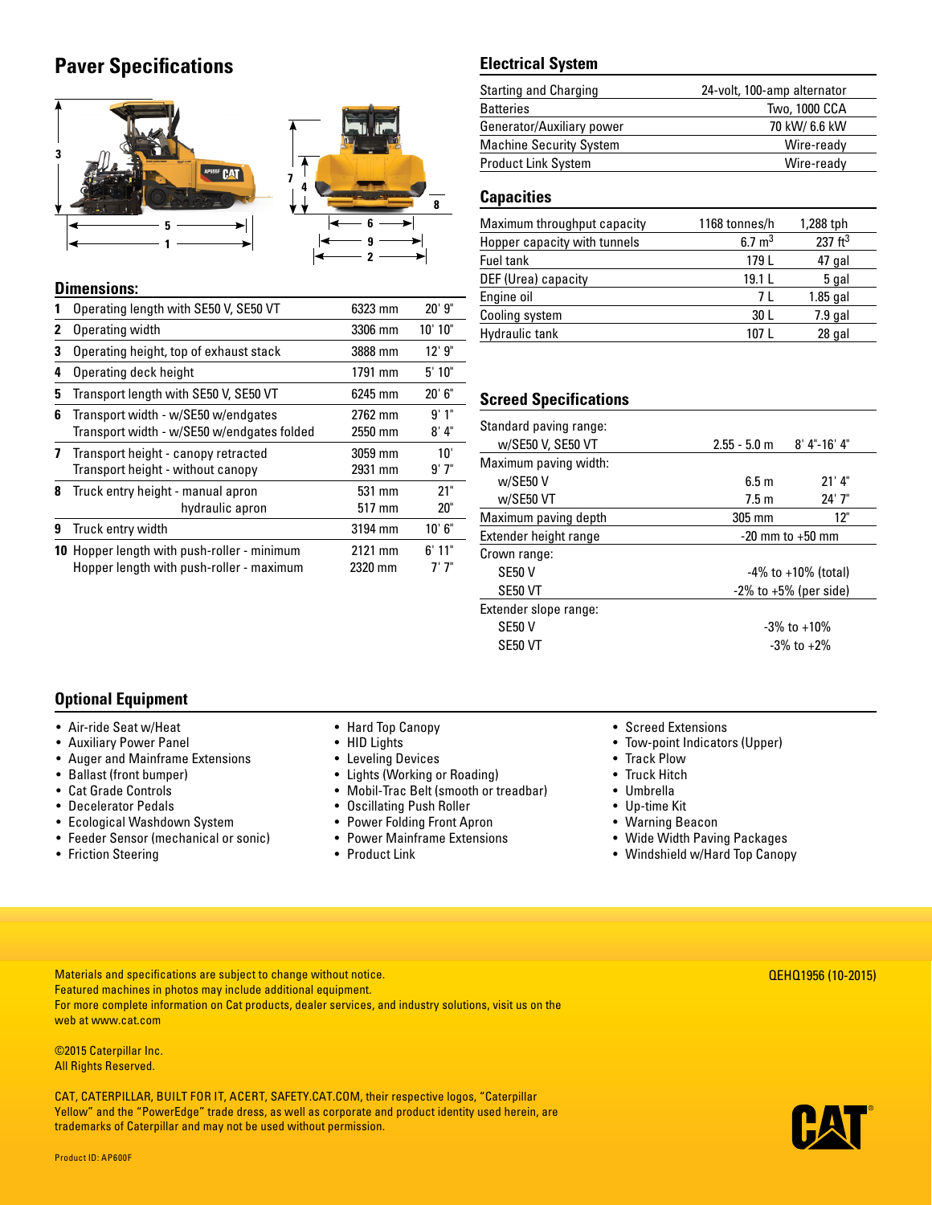## Paver Specifications

### Dimensions:

| | | | |
|---|---|---|---|
| 1 | Operating length with SE50 V, SE50 VT | 6323 mm | 20' 9" |
| 2 | Operating width | 3306 mm | 10' 10" |
| 3 | Operating height, top of exhaust stack | 3888 mm | 12' 9" |
| 4 | Operating deck height | 1791 mm | 5' 10" |
| 5 | Transport length with SE50 V, SE50 VT | 6245 mm | 20' 6" |
| 6 | Transport width - w/SE50 w/endgates | 2762 mm | 9' 1" |
| | Transport width - w/SE50 w/endgates folded | 2550 mm | 8' 4" |
| 7 | Transport height - canopy retracted | 3059 mm | 10' |
| | Transport height - without canopy | 2931 mm | 9' 7" |
| 8 | Truck entry height - manual apron | 531 mm | 21" |
| | hydraulic apron | 517 mm | 20" |
| 9 | Truck entry width | 3194 mm | 10' 6" |
| 10 | Hopper length with push-roller - minimum | 2121 mm | 6' 11" |
| | Hopper length with push-roller - maximum | 2320 mm | 7' 7" |

## Electrical System

| | |
|---|---|
| Starting and Charging | 24-volt, 100-amp alternator |
| Batteries | Two, 1000 CCA |
| Generator/Auxiliary power | 70 kW/ 6.6 kW |
| Machine Security System | Wire-ready |
| Product Link System | Wire-ready |

## Capacities

| | | |
|---|---|---|
| Maximum throughput capacity | 1168 tonnes/h | 1,288 tph |
| Hopper capacity with tunnels | 6.7 $m^3$ | 237 $ft^3$ |
| Fuel tank | 179 L | 47 gal |
| DEF (Urea) capacity | 19.1 L | 5 gal |
| Engine oil | 7 L | 1.85 gal |
| Cooling system | 30 L | 7.9 gal |
| Hydraulic tank | 107 L | 28 gal |

## Screed Specifications

| | | |
|---|---|---|
| Standard paving range: | | |
| w/SE50 V, SE50 VT | 2.55 - 5.0 m | 8' 4"-16' 4" |
| Maximum paving width: | | |
| w/SE50 V | 6.5 m | 21' 4" |
| w/SE50 VT | 7.5 m | 24' 7" |
| Maximum paving depth | 305 mm | 12" |
| Extender height range | -20 mm to +50 mm | |
| Crown range: | | |
| SE50 V | -4% to +10% (total) | |
| SE50 VT | -2% to +5% (per side) | |
| Extender slope range: | | |
| SE50 V | -3% to +10% | |
| SE50 VT | -3% to +2% | |

## Optional Equipment

- Air-ride Seat w/Heat
- Auxiliary Power Panel
- Auger and Mainframe Extensions
- Ballast (front bumper)
- Cat Grade Controls
- Decelerator Pedals
- Ecological Washdown System
- Feeder Sensor (mechanical or sonic)
- Friction Steering
- Hard Top Canopy
- HID Lights
- Leveling Devices
- Lights (Working or Roading)
- Mobil-Trac Belt (smooth or treadbar)
- Oscillating Push Roller
- Power Folding Front Apron
- Power Mainframe Extensions
- Product Link
- Screed Extensions
- Tow-point Indicators (Upper)
- Track Plow
- Truck Hitch
- Umbrella
- Up-time Kit
- Warning Beacon
- Wide Width Paving Packages
- Windshield w/Hard Top Canopy

Materials and specifications are subject to change without notice.
Featured machines in photos may include additional equipment.
For more complete information on Cat products, dealer services, and industry solutions, visit us on the web at www.cat.com

©2015 Caterpillar Inc.
All Rights Reserved.

CAT, CATERPILLAR, BUILT FOR IT, ACERT, SAFETY.CAT.COM, their respective logos, "Caterpillar Yellow" and the "PowerEdge" trade dress, as well as corporate and product identity used herein, are trademarks of Caterpillar and may not be used without permission.

QEHQ1956 (10-2015)

Product ID: AP600F